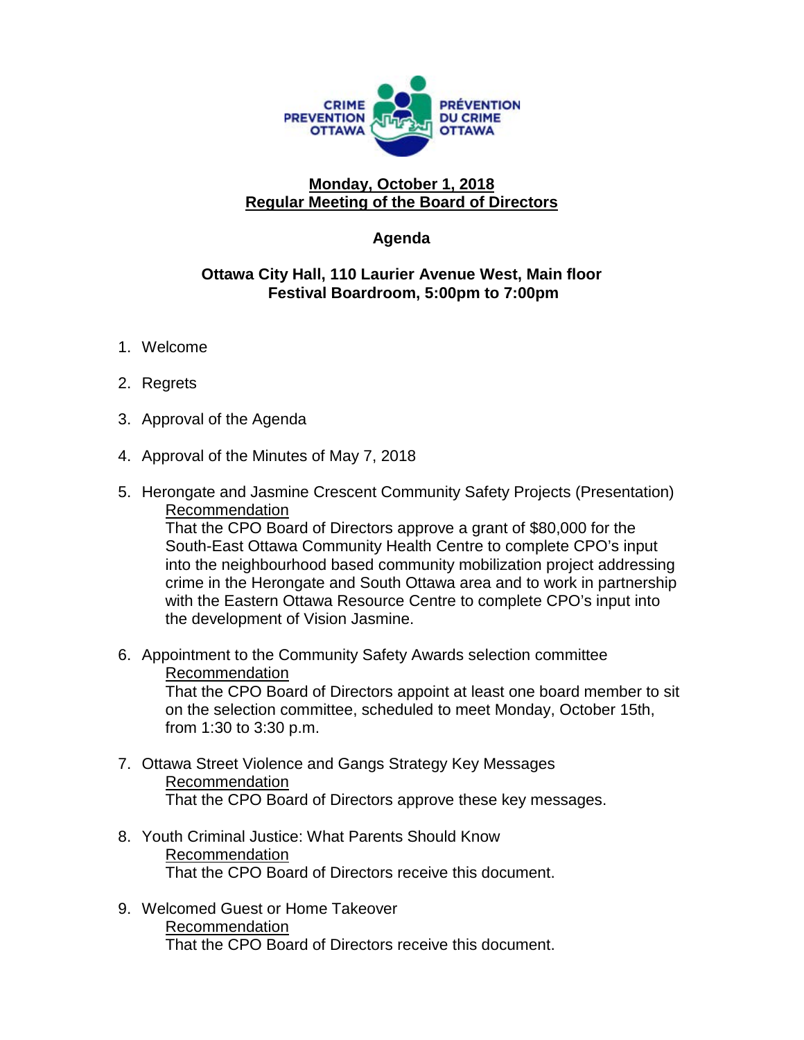CRIME PREVENTION OTTAWA — PRÉVENTION DU CRIME OTTAWA

**Monday, October 1, 2018**
**Regular Meeting of the Board of Directors**

## Agenda

**Ottawa City Hall, 110 Laurier Avenue West, Main floor**
**Festival Boardroom, 5:00pm to 7:00pm**

1. Welcome

2. Regrets

3. Approval of the Agenda

4. Approval of the Minutes of May 7, 2018

5. Herongate and Jasmine Crescent Community Safety Projects (Presentation)

   Recommendation

   That the CPO Board of Directors approve a grant of $80,000 for the South-East Ottawa Community Health Centre to complete CPO's input into the neighbourhood based community mobilization project addressing crime in the Herongate and South Ottawa area and to work in partnership with the Eastern Ottawa Resource Centre to complete CPO's input into the development of Vision Jasmine.

6. Appointment to the Community Safety Awards selection committee

   Recommendation

   That the CPO Board of Directors appoint at least one board member to sit on the selection committee, scheduled to meet Monday, October 15th, from 1:30 to 3:30 p.m.

7. Ottawa Street Violence and Gangs Strategy Key Messages

   Recommendation

   That the CPO Board of Directors approve these key messages.

8. Youth Criminal Justice: What Parents Should Know

   Recommendation

   That the CPO Board of Directors receive this document.

9. Welcomed Guest or Home Takeover

   Recommendation

   That the CPO Board of Directors receive this document.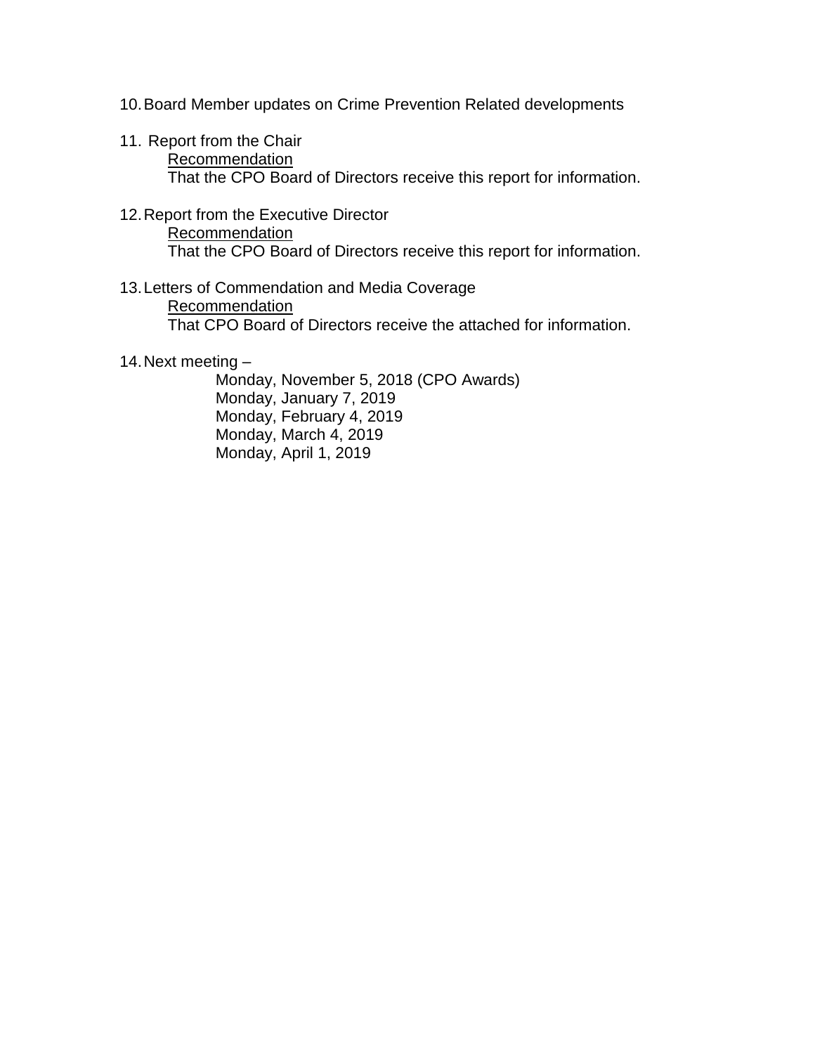10. Board Member updates on Crime Prevention Related developments

11. Report from the Chair
    <u>Recommendation</u>
    That the CPO Board of Directors receive this report for information.

12. Report from the Executive Director
    <u>Recommendation</u>
    That the CPO Board of Directors receive this report for information.

13. Letters of Commendation and Media Coverage
    <u>Recommendation</u>
    That CPO Board of Directors receive the attached for information.

14. Next meeting –
    Monday, November 5, 2018 (CPO Awards)
    Monday, January 7, 2019
    Monday, February 4, 2019
    Monday, March 4, 2019
    Monday, April 1, 2019